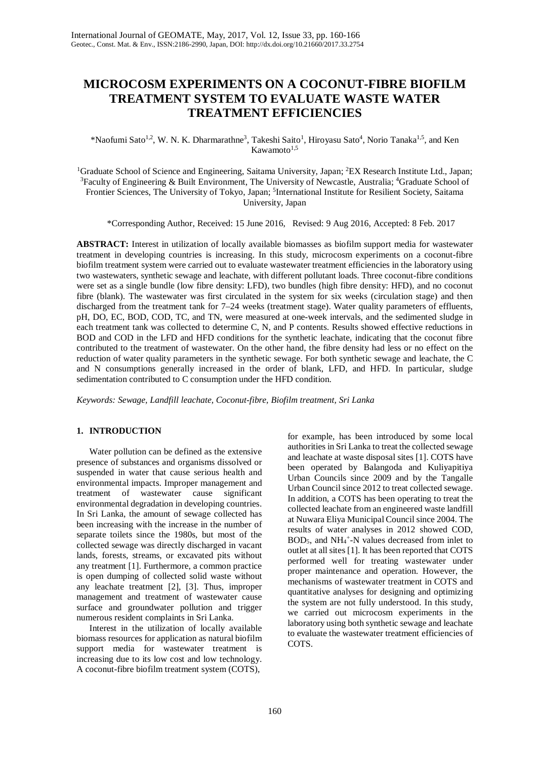# MICROCOSM EXPERIMENTS ON A COCONUT-FIBRE BIOFILM TREATMENT SYSTEM TO EVALUATE WASTE WATER TREATMENT EFFICIENCIES

*Naofumi Sato[1,2], W. N. K. Dharmarathne[3], Takeshi Saito[1], Hiroyasu Sato[4], Norio Tanaka[1,5], and Ken Kawamoto[1,5]

[1]Graduate School of Science and Engineering, Saitama University, Japan; [2]EX Research Institute Ltd., Japan; [3]Faculty of Engineering & Built Environment, The University of Newcastle, Australia; [4]Graduate School of Frontier Sciences, The University of Tokyo, Japan; [5]International Institute for Resilient Society, Saitama University, Japan

*Corresponding Author, Received: 15 June 2016, Revised: 9 Aug 2016, Accepted: 8 Feb. 2017

**ABSTRACT:** Interest in utilization of locally available biomasses as biofilm support media for wastewater treatment in developing countries is increasing. In this study, microcosm experiments on a coconut-fibre biofilm treatment system were carried out to evaluate wastewater treatment efficiencies in the laboratory using two wastewaters, synthetic sewage and leachate, with different pollutant loads. Three coconut-fibre conditions were set as a single bundle (low fibre density: LFD), two bundles (high fibre density: HFD), and no coconut fibre (blank). The wastewater was first circulated in the system for six weeks (circulation stage) and then discharged from the treatment tank for 7–24 weeks (treatment stage). Water quality parameters of effluents, pH, DO, EC, BOD, COD, TC, and TN, were measured at one-week intervals, and the sedimented sludge in each treatment tank was collected to determine C, N, and P contents. Results showed effective reductions in BOD and COD in the LFD and HFD conditions for the synthetic leachate, indicating that the coconut fibre contributed to the treatment of wastewater. On the other hand, the fibre density had less or no effect on the reduction of water quality parameters in the synthetic sewage. For both synthetic sewage and leachate, the C and N consumptions generally increased in the order of blank, LFD, and HFD. In particular, sludge sedimentation contributed to C consumption under the HFD condition.

*Keywords: Sewage, Landfill leachate, Coconut-fibre, Biofilm treatment, Sri Lanka*

## 1. INTRODUCTION

Water pollution can be defined as the extensive presence of substances and organisms dissolved or suspended in water that cause serious health and environmental impacts. Improper management and treatment of wastewater cause significant environmental degradation in developing countries. In Sri Lanka, the amount of sewage collected has been increasing with the increase in the number of separate toilets since the 1980s, but most of the collected sewage was directly discharged in vacant lands, forests, streams, or excavated pits without any treatment [1]. Furthermore, a common practice is open dumping of collected solid waste without any leachate treatment [2], [3]. Thus, improper management and treatment of wastewater cause surface and groundwater pollution and trigger numerous resident complaints in Sri Lanka.

Interest in the utilization of locally available biomass resources for application as natural biofilm support media for wastewater treatment is increasing due to its low cost and low technology. A coconut-fibre biofilm treatment system (COTS), for example, has been introduced by some local authorities in Sri Lanka to treat the collected sewage and leachate at waste disposal sites [1]. COTS have been operated by Balangoda and Kuliyapitiya Urban Councils since 2009 and by the Tangalle Urban Council since 2012 to treat collected sewage. In addition, a COTS has been operating to treat the collected leachate from an engineered waste landfill at Nuwara Eliya Municipal Council since 2004. The results of water analyses in 2012 showed COD, $BOD_5$, and $NH_4^+$-N values decreased from inlet to outlet at all sites [1]. It has been reported that COTS performed well for treating wastewater under proper maintenance and operation. However, the mechanisms of wastewater treatment in COTS and quantitative analyses for designing and optimizing the system are not fully understood. In this study, we carried out microcosm experiments in the laboratory using both synthetic sewage and leachate to evaluate the wastewater treatment efficiencies of COTS.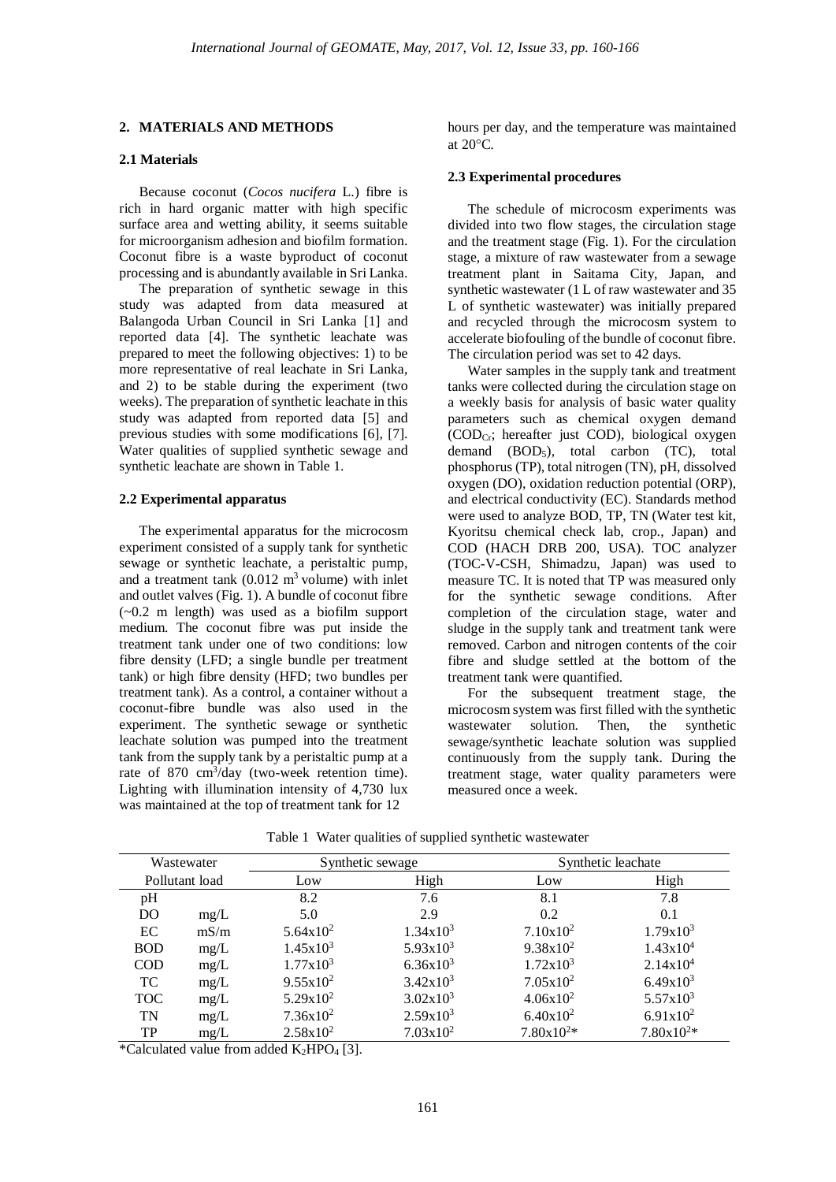## 2. MATERIALS AND METHODS

### 2.1 Materials

Because coconut (*Cocos nucifera* L.) fibre is rich in hard organic matter with high specific surface area and wetting ability, it seems suitable for microorganism adhesion and biofilm formation. Coconut fibre is a waste byproduct of coconut processing and is abundantly available in Sri Lanka.

The preparation of synthetic sewage in this study was adapted from data measured at Balangoda Urban Council in Sri Lanka [1] and reported data [4]. The synthetic leachate was prepared to meet the following objectives: 1) to be more representative of real leachate in Sri Lanka, and 2) to be stable during the experiment (two weeks). The preparation of synthetic leachate in this study was adapted from reported data [5] and previous studies with some modifications [6], [7]. Water qualities of supplied synthetic sewage and synthetic leachate are shown in Table 1.

### 2.2 Experimental apparatus

The experimental apparatus for the microcosm experiment consisted of a supply tank for synthetic sewage or synthetic leachate, a peristaltic pump, and a treatment tank ($0.012$ m$^3$ volume) with inlet and outlet valves (Fig. 1). A bundle of coconut fibre (~0.2 m length) was used as a biofilm support medium. The coconut fibre was put inside the treatment tank under one of two conditions: low fibre density (LFD; a single bundle per treatment tank) or high fibre density (HFD; two bundles per treatment tank). As a control, a container without a coconut-fibre bundle was also used in the experiment. The synthetic sewage or synthetic leachate solution was pumped into the treatment tank from the supply tank by a peristaltic pump at a rate of 870 cm$^3$/day (two-week retention time). Lighting with illumination intensity of 4,730 lux was maintained at the top of treatment tank for 12 hours per day, and the temperature was maintained at 20°C.

### 2.3 Experimental procedures

The schedule of microcosm experiments was divided into two flow stages, the circulation stage and the treatment stage (Fig. 1). For the circulation stage, a mixture of raw wastewater from a sewage treatment plant in Saitama City, Japan, and synthetic wastewater (1 L of raw wastewater and 35 L of synthetic wastewater) was initially prepared and recycled through the microcosm system to accelerate biofouling of the bundle of coconut fibre. The circulation period was set to 42 days.

Water samples in the supply tank and treatment tanks were collected during the circulation stage on a weekly basis for analysis of basic water quality parameters such as chemical oxygen demand ($COD_{Cr}$; hereafter just COD), biological oxygen demand ($BOD_5$), total carbon (TC), total phosphorus (TP), total nitrogen (TN), pH, dissolved oxygen (DO), oxidation reduction potential (ORP), and electrical conductivity (EC). Standards method were used to analyze BOD, TP, TN (Water test kit, Kyoritsu chemical check lab, crop., Japan) and COD (HACH DRB 200, USA). TOC analyzer (TOC-V-CSH, Shimadzu, Japan) was used to measure TC. It is noted that TP was measured only for the synthetic sewage conditions. After completion of the circulation stage, water and sludge in the supply tank and treatment tank were removed. Carbon and nitrogen contents of the coir fibre and sludge settled at the bottom of the treatment tank were quantified.

For the subsequent treatment stage, the microcosm system was first filled with the synthetic wastewater solution. Then, the synthetic sewage/synthetic leachate solution was supplied continuously from the supply tank. During the treatment stage, water quality parameters were measured once a week.

Table 1 Water qualities of supplied synthetic wastewater

| Wastewater | | Synthetic sewage | | Synthetic leachate | |
|---|---|---|---|---|---|
| Pollutant load | | Low | High | Low | High |
| pH | | 8.2 | 7.6 | 8.1 | 7.8 |
| DO | mg/L | 5.0 | 2.9 | 0.2 | 0.1 |
| EC | mS/m | $5.64 \times 10^2$ | $1.34 \times 10^3$ | $7.10 \times 10^2$ | $1.79 \times 10^3$ |
| BOD | mg/L | $1.45 \times 10^3$ | $5.93 \times 10^3$ | $9.38 \times 10^2$ | $1.43 \times 10^4$ |
| COD | mg/L | $1.77 \times 10^3$ | $6.36 \times 10^3$ | $1.72 \times 10^3$ | $2.14 \times 10^4$ |
| TC | mg/L | $9.55 \times 10^2$ | $3.42 \times 10^3$ | $7.05 \times 10^2$ | $6.49 \times 10^3$ |
| TOC | mg/L | $5.29 \times 10^2$ | $3.02 \times 10^3$ | $4.06 \times 10^2$ | $5.57 \times 10^3$ |
| TN | mg/L | $7.36 \times 10^2$ | $2.59 \times 10^3$ | $6.40 \times 10^2$ | $6.91 \times 10^2$ |
| TP | mg/L | $2.58 \times 10^2$ | $7.03 \times 10^2$ | $7.80 \times 10^2$* | $7.80 \times 10^2$* |

*Calculated value from added $K_2HPO_4$ [3].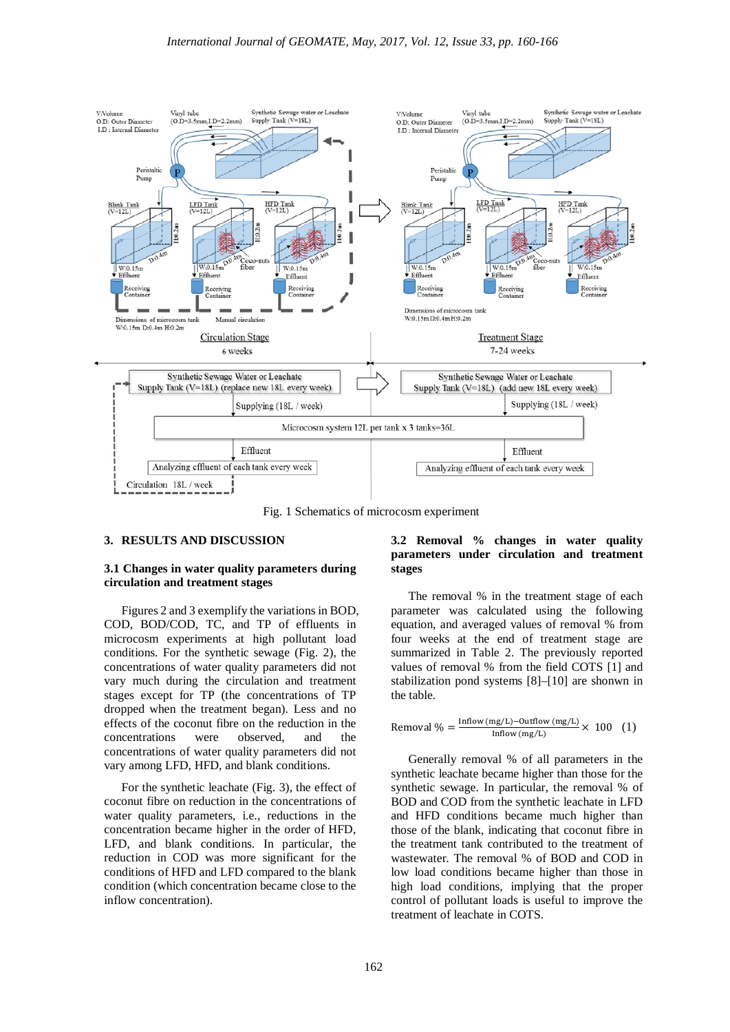Fig. 1 Schematics of microcosm experiment

## 3. RESULTS AND DISCUSSION

### 3.1 Changes in water quality parameters during circulation and treatment stages

Figures 2 and 3 exemplify the variations in BOD, COD, BOD/COD, TC, and TP of effluents in microcosm experiments at high pollutant load conditions. For the synthetic sewage (Fig. 2), the concentrations of water quality parameters did not vary much during the circulation and treatment stages except for TP (the concentrations of TP dropped when the treatment began). Less and no effects of the coconut fibre on the reduction in the concentrations were observed, and the concentrations of water quality parameters did not vary among LFD, HFD, and blank conditions.

For the synthetic leachate (Fig. 3), the effect of coconut fibre on reduction in the concentrations of water quality parameters, i.e., reductions in the concentration became higher in the order of HFD, LFD, and blank conditions. In particular, the reduction in COD was more significant for the conditions of HFD and LFD compared to the blank condition (which concentration became close to the inflow concentration).

### 3.2 Removal % changes in water quality parameters under circulation and treatment stages

The removal % in the treatment stage of each parameter was calculated using the following equation, and averaged values of removal % from four weeks at the end of treatment stage are summarized in Table 2. The previously reported values of removal % from the field COTS [1] and stabilization pond systems [8]–[10] are shonwn in the table.

$$\text{Removal \%} = \frac{\text{Inflow (mg/L)} - \text{Outflow (mg/L)}}{\text{Inflow (mg/L)}} \times 100 \quad (1)$$

Generally removal % of all parameters in the synthetic leachate became higher than those for the synthetic sewage. In particular, the removal % of BOD and COD from the synthetic leachate in LFD and HFD conditions became much higher than those of the blank, indicating that coconut fibre in the treatment tank contributed to the treatment of wastewater. The removal % of BOD and COD in low load conditions became higher than those in high load conditions, implying that the proper control of pollutant loads is useful to improve the treatment of leachate in COTS.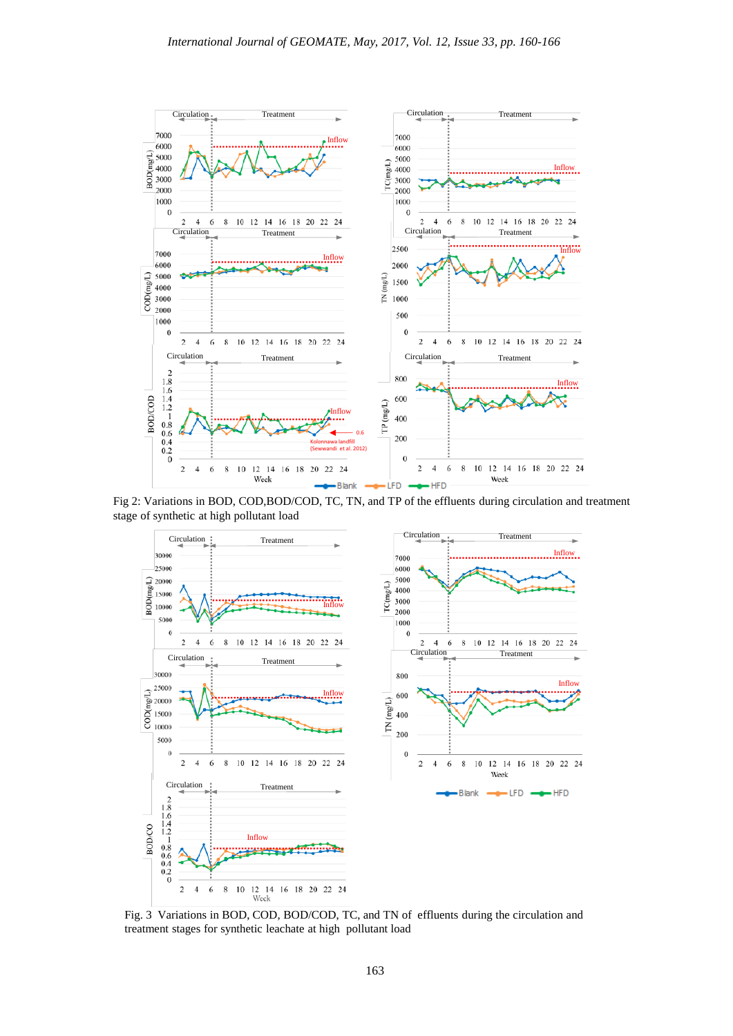Fig 2: Variations in BOD, COD,BOD/COD, TC, TN, and TP of the effluents during circulation and treatment stage of synthetic at high pollutant load

Fig. 3 Variations in BOD, COD, BOD/COD, TC, and TN of effluents during the circulation and treatment stages for synthetic leachate at high pollutant load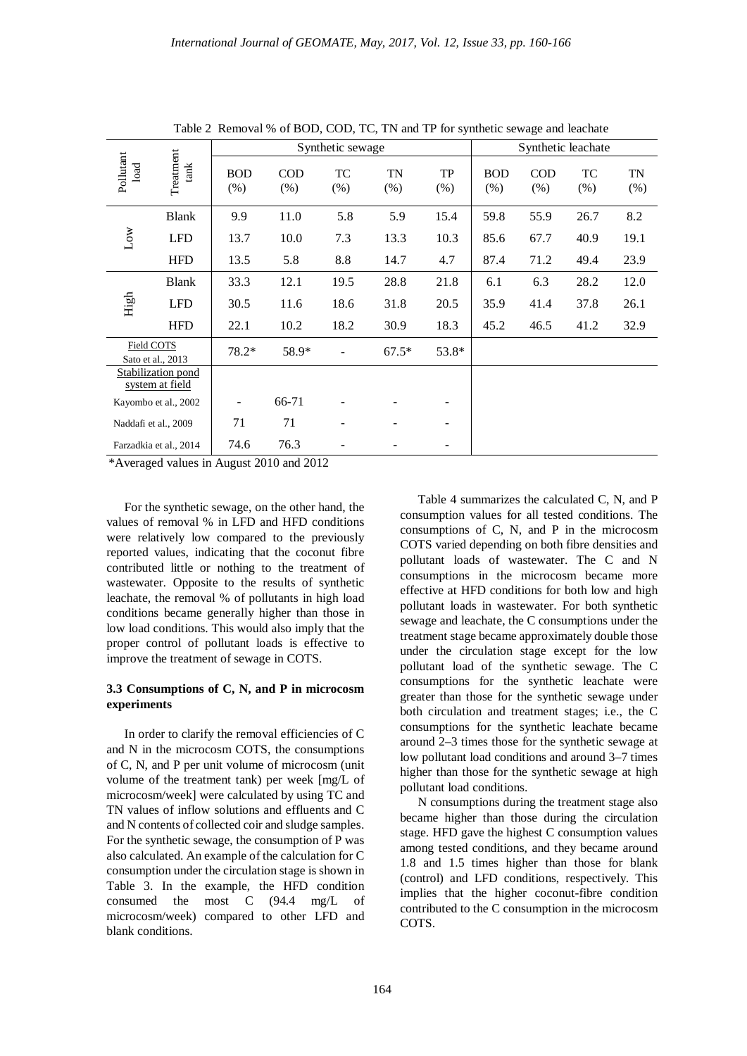Table 2 Removal % of BOD, COD, TC, TN and TP for synthetic sewage and leachate

| Pollutant load | Treatment tank | Synthetic sewage | | | | | Synthetic leachate | | | |
|---|---|---|---|---|---|---|---|---|---|---|
| | | BOD (%) | COD (%) | TC (%) | TN (%) | TP (%) | BOD (%) | COD (%) | TC (%) | TN (%) |
| Low | Blank | 9.9 | 11.0 | 5.8 | 5.9 | 15.4 | 59.8 | 55.9 | 26.7 | 8.2 |
| | LFD | 13.7 | 10.0 | 7.3 | 13.3 | 10.3 | 85.6 | 67.7 | 40.9 | 19.1 |
| | HFD | 13.5 | 5.8 | 8.8 | 14.7 | 4.7 | 87.4 | 71.2 | 49.4 | 23.9 |
| High | Blank | 33.3 | 12.1 | 19.5 | 28.8 | 21.8 | 6.1 | 6.3 | 28.2 | 12.0 |
| | LFD | 30.5 | 11.6 | 18.6 | 31.8 | 20.5 | 35.9 | 41.4 | 37.8 | 26.1 |
| | HFD | 22.1 | 10.2 | 18.2 | 30.9 | 18.3 | 45.2 | 46.5 | 41.2 | 32.9 |
| Field COTS Sato et al., 2013 | | 78.2* | 58.9* | - | 67.5* | 53.8* | | | | |
| Stabilization pond system at field | | | | | | | | | | |
| Kayombo et al., 2002 | | - | 66-71 | - | - | - | | | | |
| Naddafi et al., 2009 | | 71 | 71 | - | - | - | | | | |
| Farzadkia et al., 2014 | | 74.6 | 76.3 | - | - | - | | | | |

*Averaged values in August 2010 and 2012

For the synthetic sewage, on the other hand, the values of removal % in LFD and HFD conditions were relatively low compared to the previously reported values, indicating that the coconut fibre contributed little or nothing to the treatment of wastewater. Opposite to the results of synthetic leachate, the removal % of pollutants in high load conditions became generally higher than those in low load conditions. This would also imply that the proper control of pollutant loads is effective to improve the treatment of sewage in COTS.

### 3.3 Consumptions of C, N, and P in microcosm experiments

In order to clarify the removal efficiencies of C and N in the microcosm COTS, the consumptions of C, N, and P per unit volume of microcosm (unit volume of the treatment tank) per week [mg/L of microcosm/week] were calculated by using TC and TN values of inflow solutions and effluents and C and N contents of collected coir and sludge samples. For the synthetic sewage, the consumption of P was also calculated. An example of the calculation for C consumption under the circulation stage is shown in Table 3. In the example, the HFD condition consumed the most C (94.4 mg/L of microcosm/week) compared to other LFD and blank conditions.

Table 4 summarizes the calculated C, N, and P consumption values for all tested conditions. The consumptions of C, N, and P in the microcosm COTS varied depending on both fibre densities and pollutant loads of wastewater. The C and N consumptions in the microcosm became more effective at HFD conditions for both low and high pollutant loads in wastewater. For both synthetic sewage and leachate, the C consumptions under the treatment stage became approximately double those under the circulation stage except for the low pollutant load of the synthetic sewage. The C consumptions for the synthetic leachate were greater than those for the synthetic sewage under both circulation and treatment stages; i.e., the C consumptions for the synthetic leachate became around 2–3 times those for the synthetic sewage at low pollutant load conditions and around 3–7 times higher than those for the synthetic sewage at high pollutant load conditions.

N consumptions during the treatment stage also became higher than those during the circulation stage. HFD gave the highest C consumption values among tested conditions, and they became around 1.8 and 1.5 times higher than those for blank (control) and LFD conditions, respectively. This implies that the higher coconut-fibre condition contributed to the C consumption in the microcosm COTS.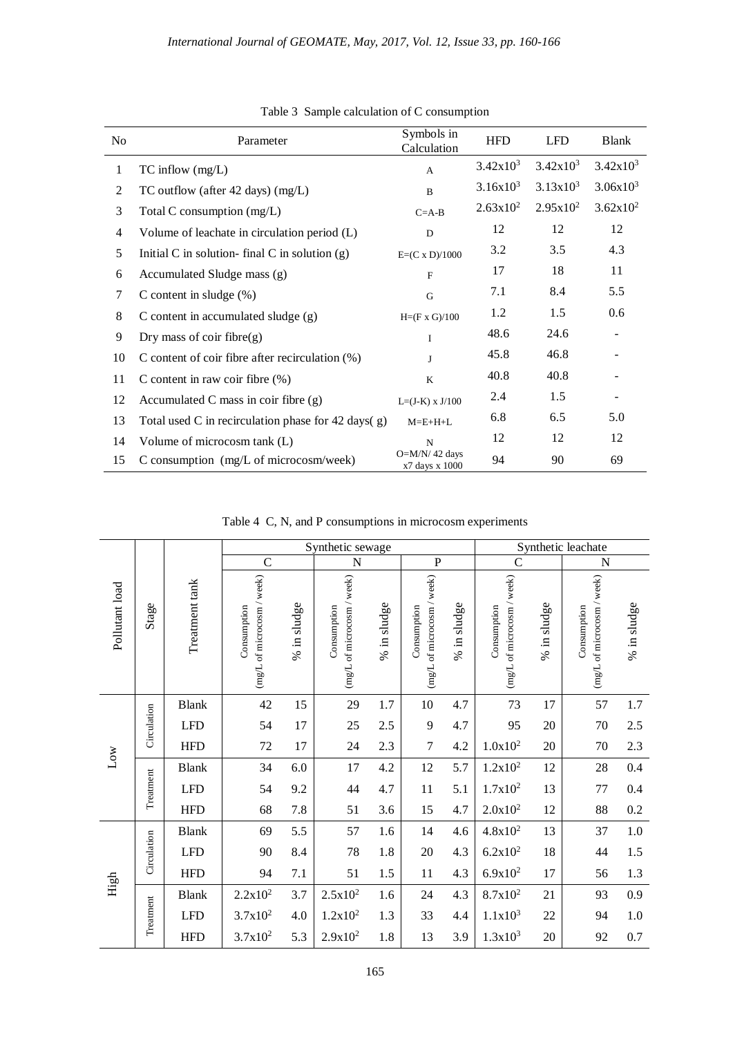Table 3  Sample calculation of C consumption

| No | Parameter | Symbols in Calculation | HFD | LFD | Blank |
|---|---|---|---|---|---|
| 1 | TC inflow (mg/L) | A | $3.42 \times 10^3$ | $3.42 \times 10^3$ | $3.42 \times 10^3$ |
| 2 | TC outflow (after 42 days) (mg/L) | B | $3.16 \times 10^3$ | $3.13 \times 10^3$ | $3.06 \times 10^3$ |
| 3 | Total C consumption (mg/L) | C=A-B | $2.63 \times 10^2$ | $2.95 \times 10^2$ | $3.62 \times 10^2$ |
| 4 | Volume of leachate in circulation period (L) | D | 12 | 12 | 12 |
| 5 | Initial C in solution- final C in solution (g) | E=(C x D)/1000 | 3.2 | 3.5 | 4.3 |
| 6 | Accumulated Sludge mass (g) | F | 17 | 18 | 11 |
| 7 | C content in sludge (%) | G | 7.1 | 8.4 | 5.5 |
| 8 | C content in accumulated sludge (g) | H=(F x G)/100 | 1.2 | 1.5 | 0.6 |
| 9 | Dry mass of coir fibre(g) | I | 48.6 | 24.6 | - |
| 10 | C content of coir fibre after recirculation (%) | J | 45.8 | 46.8 | - |
| 11 | C content in raw coir fibre (%) | K | 40.8 | 40.8 | - |
| 12 | Accumulated C mass in coir fibre (g) | L=(J-K) x J/100 | 2.4 | 1.5 | - |
| 13 | Total used C in recirculation phase for 42 days( g) | M=E+H+L | 6.8 | 6.5 | 5.0 |
| 14 | Volume of microcosm tank (L) | N | 12 | 12 | 12 |
| 15 | C consumption (mg/L of microcosm/week) | O=M/N/ 42 days x7 days x 1000 | 94 | 90 | 69 |

Table 4  C, N, and P consumptions in microcosm experiments

| Pollutant load | Stage | Treatment tank | Synthetic sewage | | | | | | Synthetic leachate | | | |
|---|---|---|---|---|---|---|---|---|---|---|---|---|
| | | | C | | N | | P | | C | | N | |
| | | | Consumption (mg/L of microcosm / week) | % in sludge | Consumption (mg/L of microcosm / week) | % in sludge | Consumption (mg/L of microcosm / week) | % in sludge | Consumption (mg/L of microcosm / week) | % in sludge | Consumption (mg/L of microcosm / week) | % in sludge |
| Low | Circulation | Blank | 42 | 15 | 29 | 1.7 | 10 | 4.7 | 73 | 17 | 57 | 1.7 |
| | | LFD | 54 | 17 | 25 | 2.5 | 9 | 4.7 | 95 | 20 | 70 | 2.5 |
| | | HFD | 72 | 17 | 24 | 2.3 | 7 | 4.2 | $1.0 \times 10^2$ | 20 | 70 | 2.3 |
| | Treatment | Blank | 34 | 6.0 | 17 | 4.2 | 12 | 5.7 | $1.2 \times 10^2$ | 12 | 28 | 0.4 |
| | | LFD | 54 | 9.2 | 44 | 4.7 | 11 | 5.1 | $1.7 \times 10^2$ | 13 | 77 | 0.4 |
| | | HFD | 68 | 7.8 | 51 | 3.6 | 15 | 4.7 | $2.0 \times 10^2$ | 12 | 88 | 0.2 |
| High | Circulation | Blank | 69 | 5.5 | 57 | 1.6 | 14 | 4.6 | $4.8 \times 10^2$ | 13 | 37 | 1.0 |
| | | LFD | 90 | 8.4 | 78 | 1.8 | 20 | 4.3 | $6.2 \times 10^2$ | 18 | 44 | 1.5 |
| | | HFD | 94 | 7.1 | 51 | 1.5 | 11 | 4.3 | $6.9 \times 10^2$ | 17 | 56 | 1.3 |
| | Treatment | Blank | $2.2 \times 10^2$ | 3.7 | $2.5 \times 10^2$ | 1.6 | 24 | 4.3 | $8.7 \times 10^2$ | 21 | 93 | 0.9 |
| | | LFD | $3.7 \times 10^2$ | 4.0 | $1.2 \times 10^2$ | 1.3 | 33 | 4.4 | $1.1 \times 10^3$ | 22 | 94 | 1.0 |
| | | HFD | $3.7 \times 10^2$ | 5.3 | $2.9 \times 10^2$ | 1.8 | 13 | 3.9 | $1.3 \times 10^3$ | 20 | 92 | 0.7 |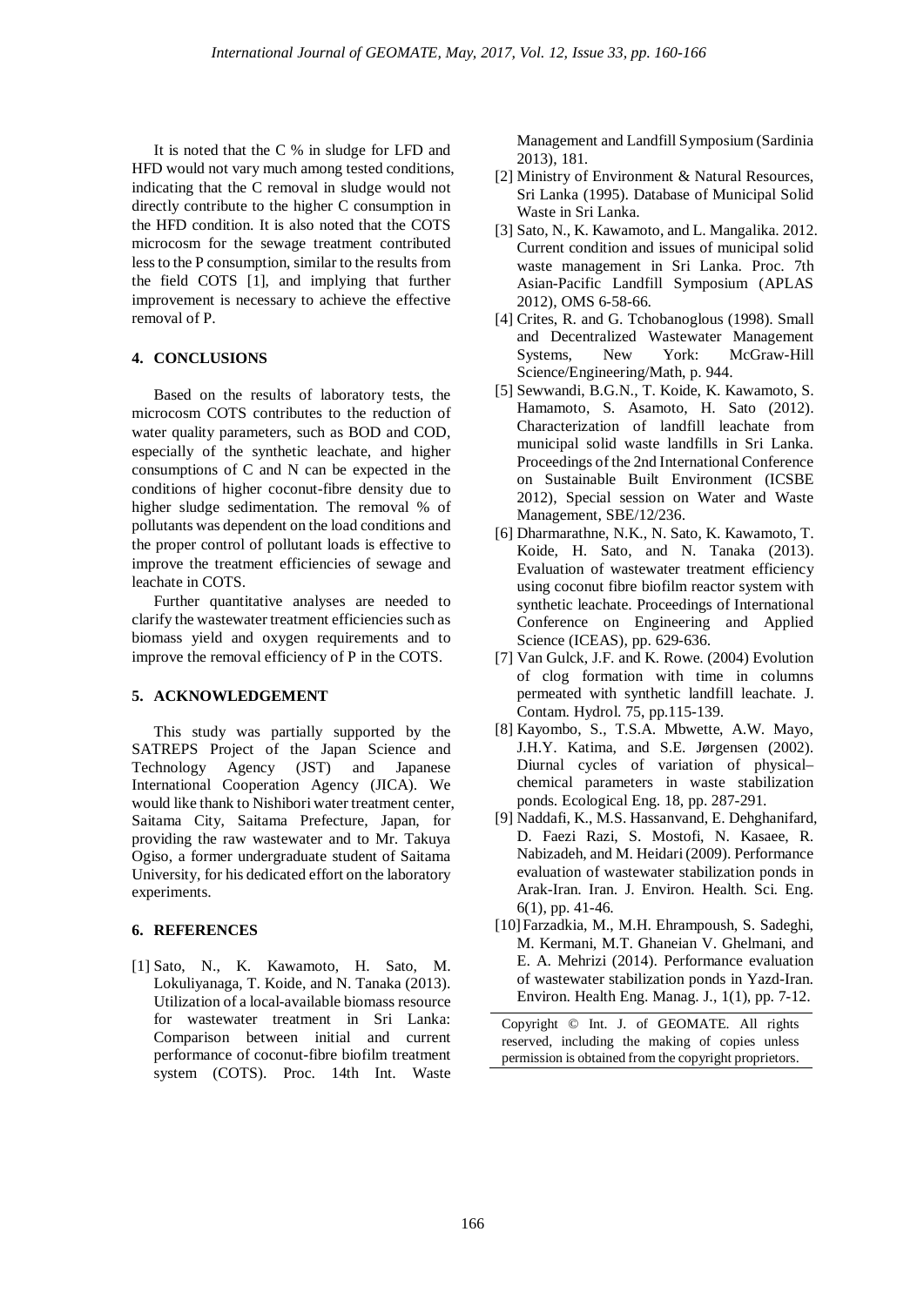It is noted that the C % in sludge for LFD and HFD would not vary much among tested conditions, indicating that the C removal in sludge would not directly contribute to the higher C consumption in the HFD condition. It is also noted that the COTS microcosm for the sewage treatment contributed less to the P consumption, similar to the results from the field COTS [1], and implying that further improvement is necessary to achieve the effective removal of P.

## 4. CONCLUSIONS

Based on the results of laboratory tests, the microcosm COTS contributes to the reduction of water quality parameters, such as BOD and COD, especially of the synthetic leachate, and higher consumptions of C and N can be expected in the conditions of higher coconut-fibre density due to higher sludge sedimentation. The removal % of pollutants was dependent on the load conditions and the proper control of pollutant loads is effective to improve the treatment efficiencies of sewage and leachate in COTS.

Further quantitative analyses are needed to clarify the wastewater treatment efficiencies such as biomass yield and oxygen requirements and to improve the removal efficiency of P in the COTS.

## 5. ACKNOWLEDGEMENT

This study was partially supported by the SATREPS Project of the Japan Science and Technology Agency (JST) and Japanese International Cooperation Agency (JICA). We would like thank to Nishibori water treatment center, Saitama City, Saitama Prefecture, Japan, for providing the raw wastewater and to Mr. Takuya Ogiso, a former undergraduate student of Saitama University, for his dedicated effort on the laboratory experiments.

## 6. REFERENCES

[1] Sato, N., K. Kawamoto, H. Sato, M. Lokuliyanaga, T. Koide, and N. Tanaka (2013). Utilization of a local-available biomass resource for wastewater treatment in Sri Lanka: Comparison between initial and current performance of coconut-fibre biofilm treatment system (COTS). Proc. 14th Int. Waste Management and Landfill Symposium (Sardinia 2013), 181.

[2] Ministry of Environment & Natural Resources, Sri Lanka (1995). Database of Municipal Solid Waste in Sri Lanka.

[3] Sato, N., K. Kawamoto, and L. Mangalika. 2012. Current condition and issues of municipal solid waste management in Sri Lanka. Proc. 7th Asian-Pacific Landfill Symposium (APLAS 2012), OMS 6-58-66.

[4] Crites, R. and G. Tchobanoglous (1998). Small and Decentralized Wastewater Management Systems, New York: McGraw-Hill Science/Engineering/Math, p. 944.

[5] Sewwandi, B.G.N., T. Koide, K. Kawamoto, S. Hamamoto, S. Asamoto, H. Sato (2012). Characterization of landfill leachate from municipal solid waste landfills in Sri Lanka. Proceedings of the 2nd International Conference on Sustainable Built Environment (ICSBE 2012), Special session on Water and Waste Management, SBE/12/236.

[6] Dharmarathne, N.K., N. Sato, K. Kawamoto, T. Koide, H. Sato, and N. Tanaka (2013). Evaluation of wastewater treatment efficiency using coconut fibre biofilm reactor system with synthetic leachate. Proceedings of International Conference on Engineering and Applied Science (ICEAS), pp. 629-636.

[7] Van Gulck, J.F. and K. Rowe. (2004) Evolution of clog formation with time in columns permeated with synthetic landfill leachate. J. Contam. Hydrol. 75, pp.115-139.

[8] Kayombo, S., T.S.A. Mbwette, A.W. Mayo, J.H.Y. Katima, and S.E. Jørgensen (2002). Diurnal cycles of variation of physical–chemical parameters in waste stabilization ponds. Ecological Eng. 18, pp. 287-291.

[9] Naddafi, K., M.S. Hassanvand, E. Dehghanifard, D. Faezi Razi, S. Mostofi, N. Kasaee, R. Nabizadeh, and M. Heidari (2009). Performance evaluation of wastewater stabilization ponds in Arak-Iran. Iran. J. Environ. Health. Sci. Eng. 6(1), pp. 41-46.

[10] Farzadkia, M., M.H. Ehrampoush, S. Sadeghi, M. Kermani, M.T. Ghaneian V. Ghelmani, and E. A. Mehrizi (2014). Performance evaluation of wastewater stabilization ponds in Yazd-Iran. Environ. Health Eng. Manag. J., 1(1), pp. 7-12.

Copyright © Int. J. of GEOMATE. All rights reserved, including the making of copies unless permission is obtained from the copyright proprietors.